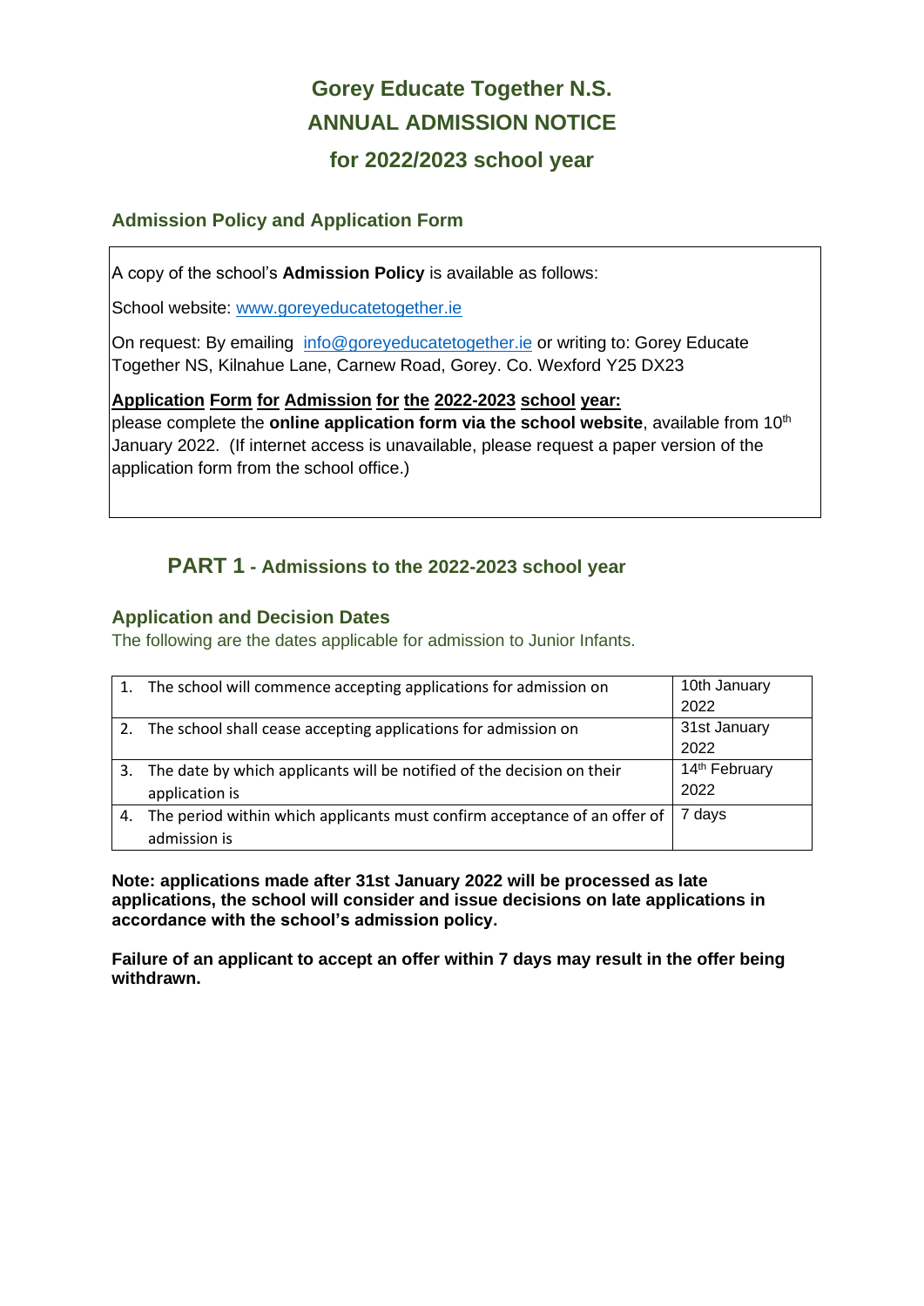# Gorey Educate Together N.S.
# ANNUAL ADMISSION NOTICE
# for 2022/2023 school year

## Admission Policy and Application Form

A copy of the school's **Admission Policy** is available as follows:

School website: www.goreyeducatetogether.ie

On request: By emailing info@goreyeducatetogether.ie or writing to: Gorey Educate Together NS, Kilnahue Lane, Carnew Road, Gorey. Co. Wexford Y25 DX23

**Application Form for Admission for the 2022-2023 school year:**
please complete the **online application form via the school website**, available from 10th January 2022. (If internet access is unavailable, please request a paper version of the application form from the school office.)

## PART 1 - Admissions to the 2022-2023 school year

### Application and Decision Dates

The following are the dates applicable for admission to Junior Infants.

| | |
|---|---|
| 1. The school will commence accepting applications for admission on | 10th January 2022 |
| 2. The school shall cease accepting applications for admission on | 31st January 2022 |
| 3. The date by which applicants will be notified of the decision on their application is | 14th February 2022 |
| 4. The period within which applicants must confirm acceptance of an offer of admission is | 7 days |

**Note: applications made after 31st January 2022 will be processed as late applications, the school will consider and issue decisions on late applications in accordance with the school's admission policy.**

**Failure of an applicant to accept an offer within 7 days may result in the offer being withdrawn.**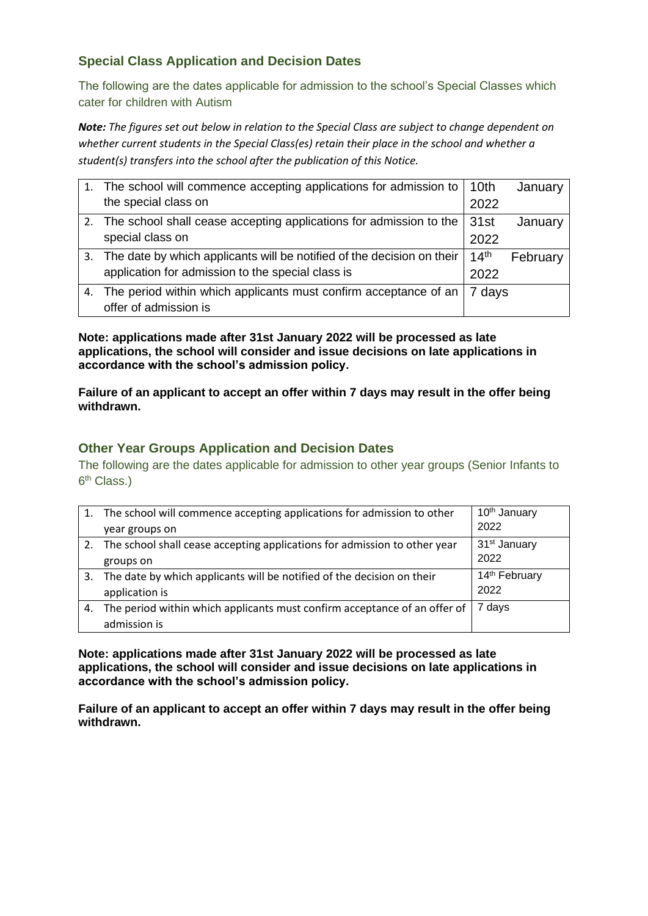## Special Class Application and Decision Dates

The following are the dates applicable for admission to the school's Special Classes which cater for children with Autism

***Note:*** *The figures set out below in relation to the Special Class are subject to change dependent on whether current students in the Special Class(es) retain their place in the school and whether a student(s) transfers into the school after the publication of this Notice.*

| | |
|---|---|
| 1. The school will commence accepting applications for admission to the special class on | 10th January 2022 |
| 2. The school shall cease accepting applications for admission to the special class on | 31st January 2022 |
| 3. The date by which applicants will be notified of the decision on their application for admission to the special class is | 14th February 2022 |
| 4. The period within which applicants must confirm acceptance of an offer of admission is | 7 days |

**Note: applications made after 31st January 2022 will be processed as late applications, the school will consider and issue decisions on late applications in accordance with the school's admission policy.**

**Failure of an applicant to accept an offer within 7 days may result in the offer being withdrawn.**

## Other Year Groups Application and Decision Dates

The following are the dates applicable for admission to other year groups (Senior Infants to 6th Class.)

| | |
|---|---|
| 1. The school will commence accepting applications for admission to other year groups on | 10th January 2022 |
| 2. The school shall cease accepting applications for admission to other year groups on | 31st January 2022 |
| 3. The date by which applicants will be notified of the decision on their application is | 14th February 2022 |
| 4. The period within which applicants must confirm acceptance of an offer of admission is | 7 days |

**Note: applications made after 31st January 2022 will be processed as late applications, the school will consider and issue decisions on late applications in accordance with the school's admission policy.**

**Failure of an applicant to accept an offer within 7 days may result in the offer being withdrawn.**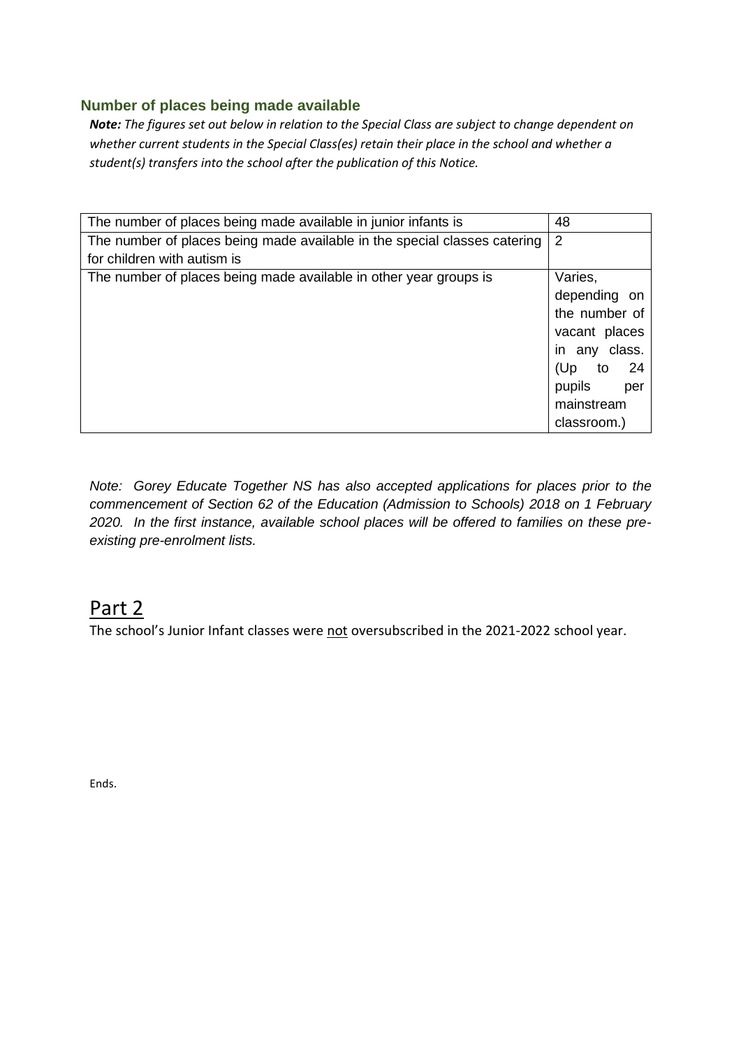### Number of places being made available

***Note:*** *The figures set out below in relation to the Special Class are subject to change dependent on whether current students in the Special Class(es) retain their place in the school and whether a student(s) transfers into the school after the publication of this Notice.*

| | |
|---|---|
| The number of places being made available in junior infants is | 48 |
| The number of places being made available in the special classes catering for children with autism is | 2 |
| The number of places being made available in other year groups is | Varies, depending on the number of vacant places in any class. (Up to 24 pupils per mainstream classroom.) |

*Note: Gorey Educate Together NS has also accepted applications for places prior to the commencement of Section 62 of the Education (Admission to Schools) 2018 on 1 February 2020. In the first instance, available school places will be offered to families on these pre-existing pre-enrolment lists.*

## Part 2

The school's Junior Infant classes were not oversubscribed in the 2021-2022 school year.

Ends.